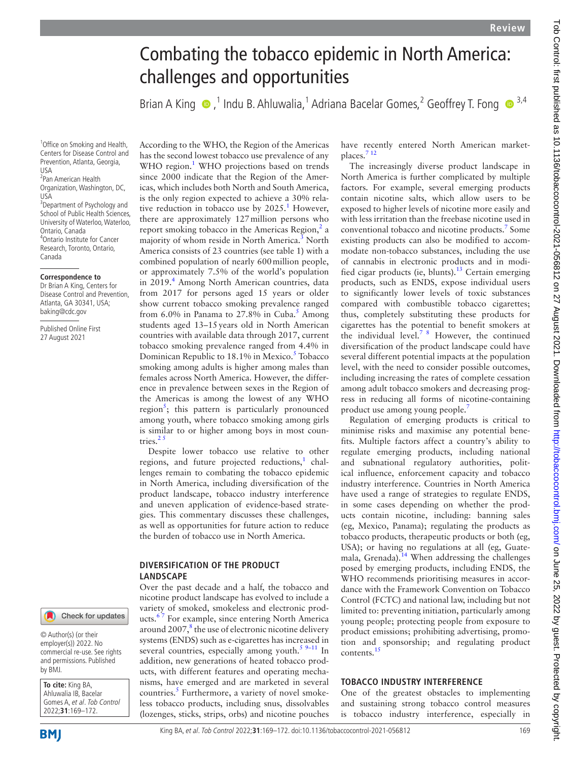# Combating the tobacco epidemic in North America: challenges and opportunities

Brian A King [1], Indu B. Ahluwalia [1], Adriana Bacelar Gomes [2], Geoffrey T. Fong [3,4]

[1] Office on Smoking and Health, Centers for Disease Control and Prevention, Atlanta, Georgia, USA
[2] Pan American Health Organization, Washington, DC, USA
[3] Department of Psychology and School of Public Health Sciences, University of Waterloo, Waterloo, Ontario, Canada
[4] Ontario Institute for Cancer Research, Toronto, Ontario, Canada

**Correspondence to** Dr Brian A King, Centers for Disease Control and Prevention, Atlanta, GA 30341, USA; baking@cdc.gov

Published Online First 27 August 2021

© Author(s) (or their employer(s)) 2022. No commercial re-use. See rights and permissions. Published by BMJ.

**To cite:** King BA, Ahluwalia IB, Bacelar Gomes A, *et al*. *Tob Control* 2022;**31**:169–172.

According to the WHO, the Region of the Americas has the second lowest tobacco use prevalence of any WHO region.[1] WHO projections based on trends since 2000 indicate that the Region of the Americas, which includes both North and South America, is the only region expected to achieve a 30% relative reduction in tobacco use by 2025.[1] However, there are approximately 127 million persons who report smoking tobacco in the Americas Region,[2] a majority of whom reside in North America.[3] North America consists of 23 countries (see table 1) with a combined population of nearly 600 million people, or approximately 7.5% of the world's population in 2019.[4] Among North American countries, data from 2017 for persons aged 15 years or older show current tobacco smoking prevalence ranged from 6.0% in Panama to 27.8% in Cuba.[5] Among students aged 13–15 years old in North American countries with available data through 2017, current tobacco smoking prevalence ranged from 4.4% in Dominican Republic to 18.1% in Mexico.[5] Tobacco smoking among adults is higher among males than females across North America. However, the difference in prevalence between sexes in the Region of the Americas is among the lowest of any WHO region[5]; this pattern is particularly pronounced among youth, where tobacco smoking among girls is similar to or higher among boys in most countries.[2 5]

Despite lower tobacco use relative to other regions, and future projected reductions,[1] challenges remain to combating the tobacco epidemic in North America, including diversification of the product landscape, tobacco industry interference and uneven application of evidence-based strategies. This commentary discusses these challenges, as well as opportunities for future action to reduce the burden of tobacco use in North America.

## DIVERSIFICATION OF THE PRODUCT LANDSCAPE

Over the past decade and a half, the tobacco and nicotine product landscape has evolved to include a variety of smoked, smokeless and electronic products.[6 7] For example, since entering North America around 2007,[8] the use of electronic nicotine delivery systems (ENDS) such as e-cigarettes has increased in several countries, especially among youth.[5 9–11] In addition, new generations of heated tobacco products, with different features and operating mechanisms, have emerged and are marketed in several countries.[5] Furthermore, a variety of novel smokeless tobacco products, including snus, dissolvables (lozenges, sticks, strips, orbs) and nicotine pouches have recently entered North American marketplaces.[7 12]

The increasingly diverse product landscape in North America is further complicated by multiple factors. For example, several emerging products contain nicotine salts, which allow users to be exposed to higher levels of nicotine more easily and with less irritation than the freebase nicotine used in conventional tobacco and nicotine products.[7] Some existing products can also be modified to accommodate non-tobacco substances, including the use of cannabis in electronic products and in modified cigar products (ie, blunts).[13] Certain emerging products, such as ENDS, expose individual users to significantly lower levels of toxic substances compared with combustible tobacco cigarettes; thus, completely substituting these products for cigarettes has the potential to benefit smokers at the individual level.[7 8] However, the continued diversification of the product landscape could have several different potential impacts at the population level, with the need to consider possible outcomes, including increasing the rates of complete cessation among adult tobacco smokers and decreasing progress in reducing all forms of nicotine-containing product use among young people.[7]

Regulation of emerging products is critical to minimise risks and maximise any potential benefits. Multiple factors affect a country's ability to regulate emerging products, including national and subnational regulatory authorities, political influence, enforcement capacity and tobacco industry interference. Countries in North America have used a range of strategies to regulate ENDS, in some cases depending on whether the products contain nicotine, including: banning sales (eg, Mexico, Panama); regulating the products as tobacco products, therapeutic products or both (eg, USA); or having no regulations at all (eg, Guatemala, Grenada).[14] When addressing the challenges posed by emerging products, including ENDS, the WHO recommends prioritising measures in accordance with the Framework Convention on Tobacco Control (FCTC) and national law, including but not limited to: preventing initiation, particularly among young people; protecting people from exposure to product emissions; prohibiting advertising, promotion and sponsorship; and regulating product contents.[15]

## TOBACCO INDUSTRY INTERFERENCE

One of the greatest obstacles to implementing and sustaining strong tobacco control measures is tobacco industry interference, especially in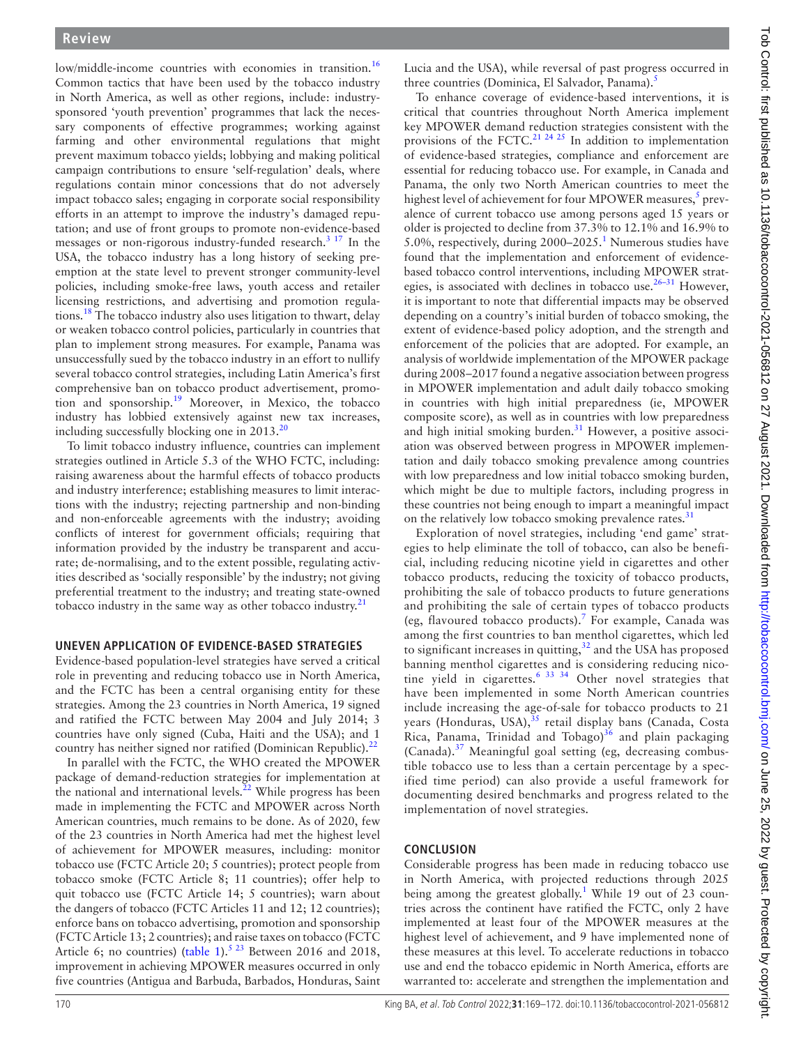low/middle-income countries with economies in transition.[16] Common tactics that have been used by the tobacco industry in North America, as well as other regions, include: industry-sponsored 'youth prevention' programmes that lack the necessary components of effective programmes; working against farming and other environmental regulations that might prevent maximum tobacco yields; lobbying and making political campaign contributions to ensure 'self-regulation' deals, where regulations contain minor concessions that do not adversely impact tobacco sales; engaging in corporate social responsibility efforts in an attempt to improve the industry's damaged reputation; and use of front groups to promote non-evidence-based messages or non-rigorous industry-funded research.[3 17] In the USA, the tobacco industry has a long history of seeking preemption at the state level to prevent stronger community-level policies, including smoke-free laws, youth access and retailer licensing restrictions, and advertising and promotion regulations.[18] The tobacco industry also uses litigation to thwart, delay or weaken tobacco control policies, particularly in countries that plan to implement strong measures. For example, Panama was unsuccessfully sued by the tobacco industry in an effort to nullify several tobacco control strategies, including Latin America's first comprehensive ban on tobacco product advertisement, promotion and sponsorship.[19] Moreover, in Mexico, the tobacco industry has lobbied extensively against new tax increases, including successfully blocking one in 2013.[20]

To limit tobacco industry influence, countries can implement strategies outlined in Article 5.3 of the WHO FCTC, including: raising awareness about the harmful effects of tobacco products and industry interference; establishing measures to limit interactions with the industry; rejecting partnership and non-binding and non-enforceable agreements with the industry; avoiding conflicts of interest for government officials; requiring that information provided by the industry be transparent and accurate; de-normalising, and to the extent possible, regulating activities described as 'socially responsible' by the industry; not giving preferential treatment to the industry; and treating state-owned tobacco industry in the same way as other tobacco industry.[21]

## UNEVEN APPLICATION OF EVIDENCE-BASED STRATEGIES

Evidence-based population-level strategies have served a critical role in preventing and reducing tobacco use in North America, and the FCTC has been a central organising entity for these strategies. Among the 23 countries in North America, 19 signed and ratified the FCTC between May 2004 and July 2014; 3 countries have only signed (Cuba, Haiti and the USA); and 1 country has neither signed nor ratified (Dominican Republic).[22]

In parallel with the FCTC, the WHO created the MPOWER package of demand-reduction strategies for implementation at the national and international levels.[22] While progress has been made in implementing the FCTC and MPOWER across North American countries, much remains to be done. As of 2020, few of the 23 countries in North America had met the highest level of achievement for MPOWER measures, including: monitor tobacco use (FCTC Article 20; 5 countries); protect people from tobacco smoke (FCTC Article 8; 11 countries); offer help to quit tobacco use (FCTC Article 14; 5 countries); warn about the dangers of tobacco (FCTC Articles 11 and 12; 12 countries); enforce bans on tobacco advertising, promotion and sponsorship (FCTC Article 13; 2 countries); and raise taxes on tobacco (FCTC Article 6; no countries) (table 1).[5 23] Between 2016 and 2018, improvement in achieving MPOWER measures occurred in only five countries (Antigua and Barbuda, Barbados, Honduras, Saint Lucia and the USA), while reversal of past progress occurred in three countries (Dominica, El Salvador, Panama).[5]

To enhance coverage of evidence-based interventions, it is critical that countries throughout North America implement key MPOWER demand reduction strategies consistent with the provisions of the FCTC.[21 24 25] In addition to implementation of evidence-based strategies, compliance and enforcement are essential for reducing tobacco use. For example, in Canada and Panama, the only two North American countries to meet the highest level of achievement for four MPOWER measures,[5] prevalence of current tobacco use among persons aged 15 years or older is projected to decline from 37.3% to 12.1% and 16.9% to 5.0%, respectively, during 2000–2025.[1] Numerous studies have found that the implementation and enforcement of evidence-based tobacco control interventions, including MPOWER strategies, is associated with declines in tobacco use.[26–31] However, it is important to note that differential impacts may be observed depending on a country's initial burden of tobacco smoking, the extent of evidence-based policy adoption, and the strength and enforcement of the policies that are adopted. For example, an analysis of worldwide implementation of the MPOWER package during 2008–2017 found a negative association between progress in MPOWER implementation and adult daily tobacco smoking in countries with high initial preparedness (ie, MPOWER composite score), as well as in countries with low preparedness and high initial smoking burden.[31] However, a positive association was observed between progress in MPOWER implementation and daily tobacco smoking prevalence among countries with low preparedness and low initial tobacco smoking burden, which might be due to multiple factors, including progress in these countries not being enough to impart a meaningful impact on the relatively low tobacco smoking prevalence rates.[31]

Exploration of novel strategies, including 'end game' strategies to help eliminate the toll of tobacco, can also be beneficial, including reducing nicotine yield in cigarettes and other tobacco products, reducing the toxicity of tobacco products, prohibiting the sale of tobacco products to future generations and prohibiting the sale of certain types of tobacco products (eg, flavoured tobacco products).[7] For example, Canada was among the first countries to ban menthol cigarettes, which led to significant increases in quitting,[32] and the USA has proposed banning menthol cigarettes and is considering reducing nicotine yield in cigarettes.[6 33 34] Other novel strategies that have been implemented in some North American countries include increasing the age-of-sale for tobacco products to 21 years (Honduras, USA),[35] retail display bans (Canada, Costa Rica, Panama, Trinidad and Tobago)[36] and plain packaging (Canada).[37] Meaningful goal setting (eg, decreasing combustible tobacco use to less than a certain percentage by a specified time period) can also provide a useful framework for documenting desired benchmarks and progress related to the implementation of novel strategies.

## CONCLUSION

Considerable progress has been made in reducing tobacco use in North America, with projected reductions through 2025 being among the greatest globally.[1] While 19 out of 23 countries across the continent have ratified the FCTC, only 2 have implemented at least four of the MPOWER measures at the highest level of achievement, and 9 have implemented none of these measures at this level. To accelerate reductions in tobacco use and end the tobacco epidemic in North America, efforts are warranted to: accelerate and strengthen the implementation and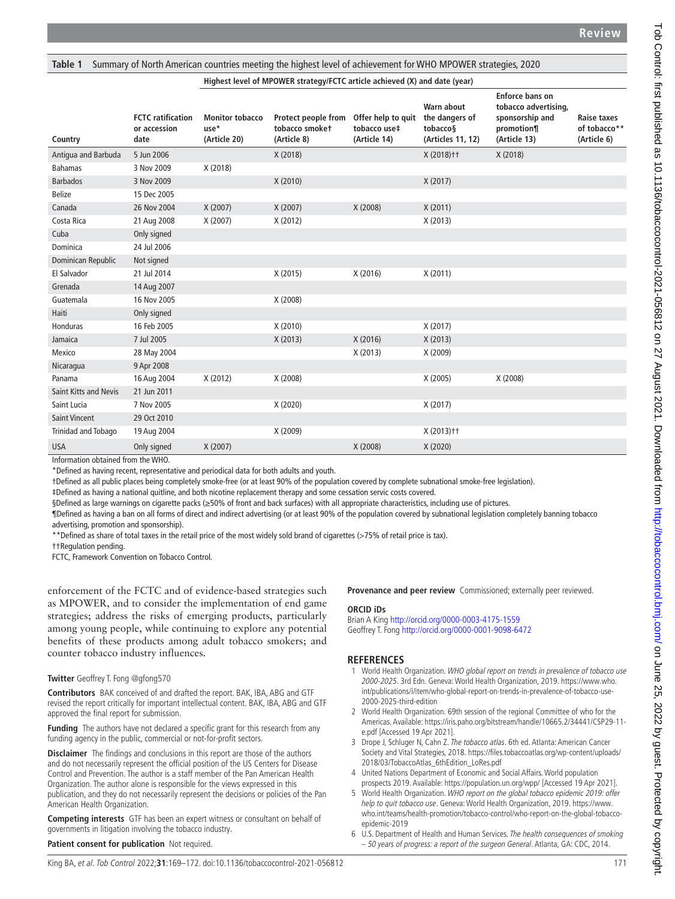**Table 1** Summary of North American countries meeting the highest level of achievement for WHO MPOWER strategies, 2020

| | | Highest level of MPOWER strategy/FCTC article achieved (X) and date (year) | | | | | |
|---|---|---|---|---|---|---|---|
| Country | FCTC ratification or accession date | Monitor tobacco use* (Article 20) | Protect people from tobacco smoke† (Article 8) | Offer help to quit tobacco use‡ (Article 14) | Warn about the dangers of tobacco§ (Articles 11, 12) | Enforce bans on tobacco advertising, sponsorship and promotion¶ (Article 13) | Raise taxes of tobacco** (Article 6) |
| Antigua and Barbuda | 5 Jun 2006 | | X (2018) | | X (2018)†† | X (2018) | |
| Bahamas | 3 Nov 2009 | X (2018) | | | | | |
| Barbados | 3 Nov 2009 | | X (2010) | | X (2017) | | |
| Belize | 15 Dec 2005 | | | | | | |
| Canada | 26 Nov 2004 | X (2007) | X (2007) | X (2008) | X (2011) | | |
| Costa Rica | 21 Aug 2008 | X (2007) | X (2012) | | X (2013) | | |
| Cuba | Only signed | | | | | | |
| Dominica | 24 Jul 2006 | | | | | | |
| Dominican Republic | Not signed | | | | | | |
| El Salvador | 21 Jul 2014 | | X (2015) | X (2016) | X (2011) | | |
| Grenada | 14 Aug 2007 | | | | | | |
| Guatemala | 16 Nov 2005 | | X (2008) | | | | |
| Haiti | Only signed | | | | | | |
| Honduras | 16 Feb 2005 | | X (2010) | | X (2017) | | |
| Jamaica | 7 Jul 2005 | | X (2013) | X (2016) | X (2013) | | |
| Mexico | 28 May 2004 | | | X (2013) | X (2009) | | |
| Nicaragua | 9 Apr 2008 | | | | | | |
| Panama | 16 Aug 2004 | X (2012) | X (2008) | | X (2005) | X (2008) | |
| Saint Kitts and Nevis | 21 Jun 2011 | | | | | | |
| Saint Lucia | 7 Nov 2005 | | X (2020) | | X (2017) | | |
| Saint Vincent | 29 Oct 2010 | | | | | | |
| Trinidad and Tobago | 19 Aug 2004 | | X (2009) | | X (2013)†† | | |
| USA | Only signed | X (2007) | | X (2008) | X (2020) | | |

Information obtained from the WHO.

*Defined as having recent, representative and periodical data for both adults and youth.

†Defined as all public places being completely smoke-free (or at least 90% of the population covered by complete subnational smoke-free legislation).

‡Defined as having a national quitline, and both nicotine replacement therapy and some cessation servic costs covered.

§Defined as large warnings on cigarette packs (≥50% of front and back surfaces) with all appropriate characteristics, including use of pictures.

¶Defined as having a ban on all forms of direct and indirect advertising (or at least 90% of the population covered by subnational legislation completely banning tobacco advertising, promotion and sponsorship).

**Defined as share of total taxes in the retail price of the most widely sold brand of cigarettes (>75% of retail price is tax).

††Regulation pending.

FCTC, Framework Convention on Tobacco Control.

enforcement of the FCTC and of evidence-based strategies such as MPOWER, and to consider the implementation of end game strategies; address the risks of emerging products, particularly among young people, while continuing to explore any potential benefits of these products among adult tobacco smokers; and counter tobacco industry influences.

**Twitter** Geoffrey T. Fong @gfong570

**Contributors** BAK conceived of and drafted the report. BAK, IBA, ABG and GTF revised the report critically for important intellectual content. BAK, IBA, ABG and GTF approved the final report for submission.

**Funding** The authors have not declared a specific grant for this research from any funding agency in the public, commercial or not-for-profit sectors.

**Disclaimer** The findings and conclusions in this report are those of the authors and do not necessarily represent the official position of the US Centers for Disease Control and Prevention. The author is a staff member of the Pan American Health Organization. The author alone is responsible for the views expressed in this publication, and they do not necessarily represent the decisions or policies of the Pan American Health Organization.

**Competing interests** GTF has been an expert witness or consultant on behalf of governments in litigation involving the tobacco industry.

**Patient consent for publication** Not required.

**Provenance and peer review** Commissioned; externally peer reviewed.

**ORCID iDs**

Brian A King http://orcid.org/0000-0003-4175-1559
Geoffrey T. Fong http://orcid.org/0000-0001-9098-6472

## REFERENCES

1. World Health Organization. *WHO global report on trends in prevalence of tobacco use 2000-2025*. 3rd Edn. Geneva: World Health Organization, 2019. https://www.who.int/publications/i/item/who-global-report-on-trends-in-prevalence-of-tobacco-use-2000-2025-third-edition
2. World Health Organization. 69th session of the regional Committee of who for the Americas. Available: https://iris.paho.org/bitstream/handle/10665.2/34441/CSP29-11-e.pdf [Accessed 19 Apr 2021].
3. Drope J, Schluger N, Cahn Z. *The tobacco atlas*. 6th ed. Atlanta: American Cancer Society and Vital Strategies, 2018. https://files.tobaccoatlas.org/wp-content/uploads/2018/03/TobaccoAtlas_6thEdition_LoRes.pdf
4. United Nations Department of Economic and Social Affairs. World population prospects 2019. Available: https://population.un.org/wpp/ [Accessed 19 Apr 2021].
5. World Health Organization. *WHO report on the global tobacco epidemic 2019: offer help to quit tobacco use*. Geneva: World Health Organization, 2019. https://www.who.int/teams/health-promotion/tobacco-control/who-report-on-the-global-tobacco-epidemic-2019
6. U.S. Department of Health and Human Services. *The health consequences of smoking – 50 years of progress: a report of the surgeon General*. Atlanta, GA: CDC, 2014.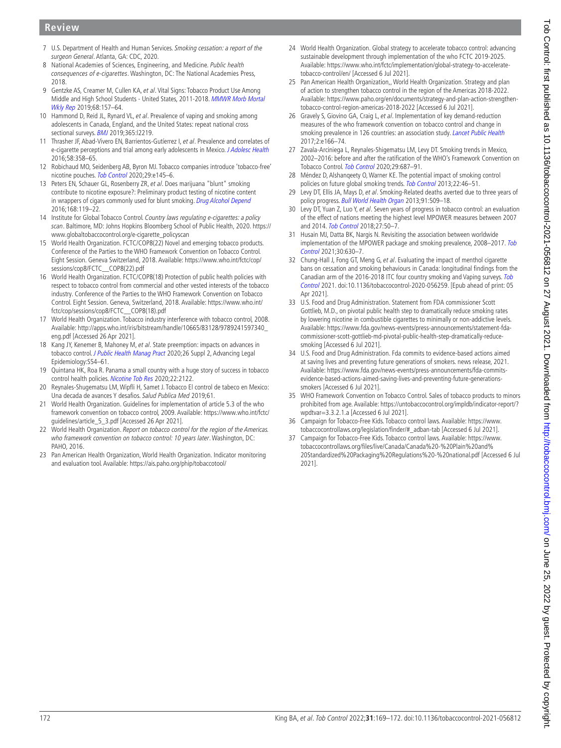7. U.S. Department of Health and Human Services. *Smoking cessation: a report of the surgeon General*. Atlanta, GA: CDC, 2020.
8. National Academies of Sciences, Engineering, and Medicine. *Public health consequences of e-cigarettes*. Washington, DC: The National Academies Press, 2018.
9. Gentzke AS, Creamer M, Cullen KA, *et al*. Vital Signs: Tobacco Product Use Among Middle and High School Students - United States, 2011-2018. *MMWR Morb Mortal Wkly Rep* 2019;68:157–64.
10. Hammond D, Reid JL, Rynard VL, *et al*. Prevalence of vaping and smoking among adolescents in Canada, England, and the United States: repeat national cross sectional surveys. *BMJ* 2019;365:l2219.
11. Thrasher JF, Abad-Vivero EN, Barrientos-Gutíerrez I, *et al*. Prevalence and correlates of e-cigarette perceptions and trial among early adolescents in Mexico. *J Adolesc Health* 2016;58:358–65.
12. Robichaud MO, Seidenberg AB, Byron MJ. Tobacco companies introduce 'tobacco-free' nicotine pouches. *Tob Control* 2020;29:e145–6.
13. Peters EN, Schauer GL, Rosenberry ZR, *et al*. Does marijuana "blunt" smoking contribute to nicotine exposure?: Preliminary product testing of nicotine content in wrappers of cigars commonly used for blunt smoking. *Drug Alcohol Depend* 2016;168:119–22.
14. Institute for Global Tobacco Control. *Country laws regulating e-cigarettes: a policy scan*. Baltimore, MD: Johns Hopkins Bloomberg School of Public Health, 2020. https://www.globaltobaccocontrol.org/e-cigarette_policyscan
15. World Health Organization. FCTC/COP8(22) Novel and emerging tobacco products. Conference of the Parties to the WHO Framework Convention on Tobacco Control. Eight Session. Geneva Switzerland, 2018. Available: https://www.who.int/fctc/cop/sessions/cop8/FCTC__COP8(22).pdf
16. World Health Organization. FCTC/COP8(18) Protection of public health policies with respect to tobacco control from commercial and other vested interests of the tobacco industry. Conference of the Parties to the WHO Framework Convention on Tobacco Control. Eight Session. Geneva, Switzerland, 2018. Available: https://www.who.int/fctc/cop/sessions/cop8/FCTC__COP8(18).pdf
17. World Health Organization. Tobacco industry interference with tobacco control, 2008. Available: http://apps.who.int/iris/bitstream/handle/10665/83128/9789241597340_eng.pdf [Accessed 26 Apr 2021].
18. Kang JY, Kenemer B, Mahoney M, *et al*. State preemption: impacts on advances in tobacco control. *J Public Health Manag Pract* 2020;26 Suppl 2, Advancing Legal Epidemiology:S54–61.
19. Quintana HK, Roa R. Panama a small country with a huge story of success in tobacco control health policies. *Nicotine Tob Res* 2020;22:2122.
20. Reynales-Shugematsu LM, Wipfli H, Samet J. Tobacco El control de tabeco en Mexico: Una decada de avances Y desafios. *Salud Publica Med* 2019;61.
21. World Health Organization. Guidelines for implementation of article 5.3 of the who framework convention on tobacco control, 2009. Available: https://www.who.int/fctc/guidelines/article_5_3.pdf [Accessed 26 Apr 2021].
22. World Health Organization. *Report on tobacco control for the region of the Americas. who framework convention on tobacco control: 10 years later*. Washington, DC: PAHO, 2016.
23. Pan American Health Organization, World Health Organization. Indicator monitoring and evaluation tool. Available: https://ais.paho.org/phip/tobaccotool/
24. World Health Organization. Global strategy to accelerate tobacco control: advancing sustainable development through implementation of the who FCTC 2019-2025. Available: https://www.who.int/fctc/implementation/global-strategy-to-accelerate-tobacco-control/en/ [Accessed 6 Jul 2021].
25. Pan American Health Organization,, World Health Organization. Strategy and plan of action to strengthen tobacco control in the region of the Americas 2018-2022. Available: https://www.paho.org/en/documents/strategy-and-plan-action-strengthen-tobacco-control-region-americas-2018-2022 [Accessed 6 Jul 2021].
26. Gravely S, Giovino GA, Craig L, *et al*. Implementation of key demand-reduction measures of the who framework convention on tobacco control and change in smoking prevalence in 126 countries: an association study. *Lancet Public Health* 2017;2:e166–74.
27. Zavala-Arciniega L, Reynales-Shigematsu LM, Levy DT. Smoking trends in Mexico, 2002–2016: before and after the ratification of the WHO's Framework Convention on Tobacco Control. *Tob Control* 2020;29:687–91.
28. Méndez D, Alshanqeety O, Warner KE. The potential impact of smoking control policies on future global smoking trends. *Tob Control* 2013;22:46–51.
29. Levy DT, Ellis JA, Mays D, *et al*. Smoking-Related deaths averted due to three years of policy progress. *Bull World Health Organ* 2013;91:509–18.
30. Levy DT, Yuan Z, Luo Y, *et al*. Seven years of progress in tobacco control: an evaluation of the effect of nations meeting the highest level MPOWER measures between 2007 and 2014. *Tob Control* 2018;27:50–7.
31. Husain MJ, Datta BK, Nargis N. Revisiting the association between worldwide implementation of the MPOWER package and smoking prevalence, 2008–2017. *Tob Control* 2021;30:630–7.
32. Chung-Hall J, Fong GT, Meng G, *et al*. Evaluating the impact of menthol cigarette bans on cessation and smoking behaviours in Canada: longitudinal findings from the Canadian arm of the 2016-2018 ITC four country smoking and Vaping surveys. *Tob Control* 2021. doi:10.1136/tobaccocontrol-2020-056259. [Epub ahead of print: 05 Apr 2021].
33. U.S. Food and Drug Administration. Statement from FDA commissioner Scott Gottlieb, M.D., on pivotal public health step to dramatically reduce smoking rates by lowering nicotine in combustible cigarettes to minimally or non-addictive levels. Available: https://www.fda.gov/news-events/press-announcements/statement-fda-commissioner-scott-gottlieb-md-pivotal-public-health-step-dramatically-reduce-smoking [Accessed 6 Jul 2021].
34. U.S. Food and Drug Administration. Fda commits to evidence-based actions aimed at saving lives and preventing future generations of smokers. news release, 2021. Available: https://www.fda.gov/news-events/press-announcements/fda-commits-evidence-based-actions-aimed-saving-lives-and-preventing-future-generations-smokers [Accessed 6 Jul 2021].
35. WHO Framework Convention on Tobacco Control. Sales of tobacco products to minors prohibited from age. Available: https://untobaccocontrol.org/impldb/indicator-report/?wpdtvar=3.3.2.1.a [Accessed 6 Jul 2021].
36. Campaign for Tobacco-Free Kids. Tobacco control laws. Available: https://www.tobaccocontrollaws.org/legislation/finder/#_adban-tab [Accessed 6 Jul 2021].
37. Campaign for Tobacco-Free Kids. Tobacco control laws. Available: https://www.tobaccocontrollaws.org/files/live/Canada/Canada%20-%20Plain%20and%20Standardized%20Packaging%20Regulations%20-%20national.pdf [Accessed 6 Jul 2021].